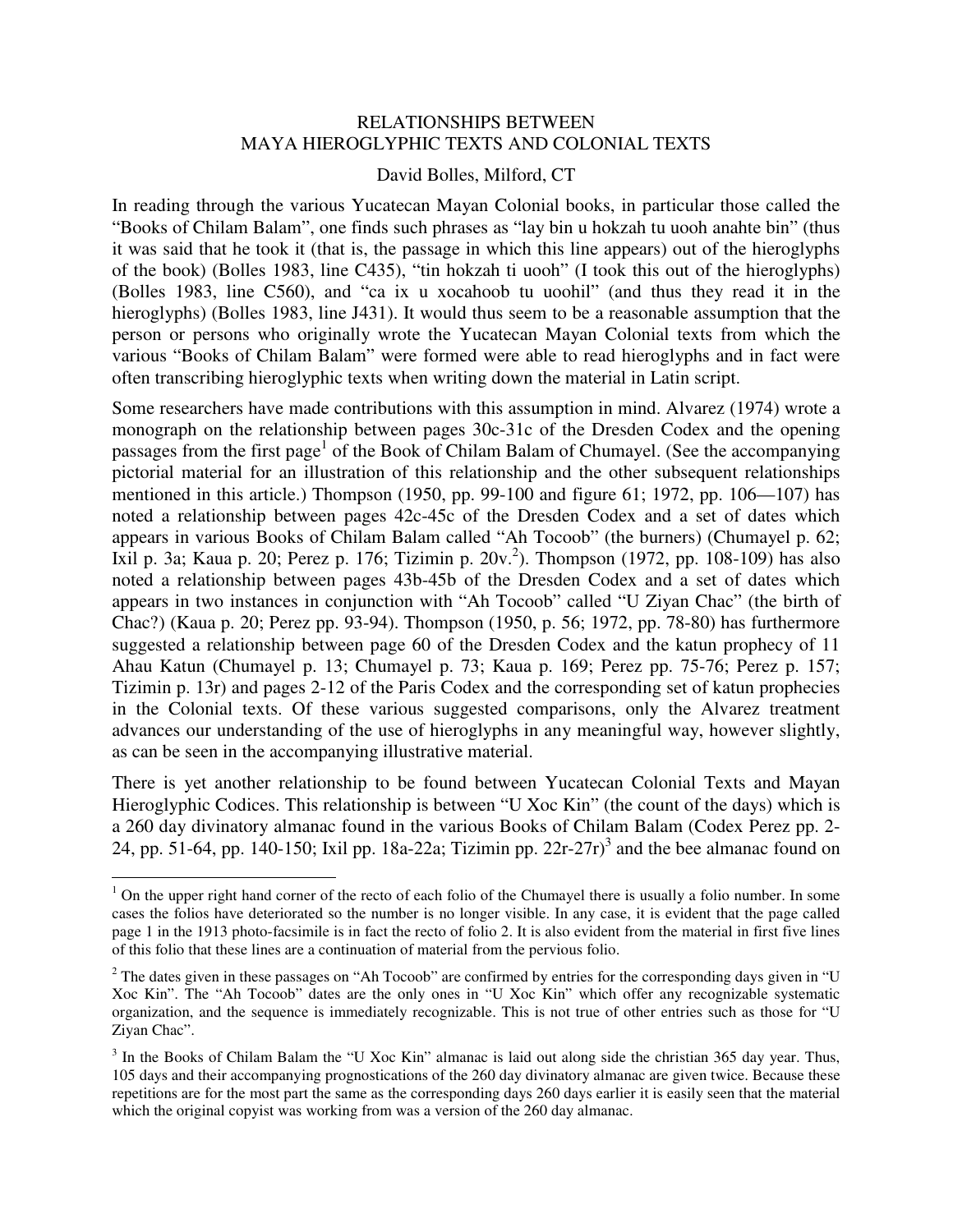# RELATIONSHIPS BETWEEN MAYA HIEROGLYPHIC TEXTS AND COLONIAL TEXTS

David Bolles, Milford, CT

In reading through the various Yucatecan Mayan Colonial books, in particular those called the "Books of Chilam Balam", one finds such phrases as "lay bin u hokzah tu uooh anahte bin" (thus it was said that he took it (that is, the passage in which this line appears) out of the hieroglyphs of the book) (Bolles 1983, line C435), "tin hokzah ti uooh" (I took this out of the hieroglyphs) (Bolles 1983, line C560), and "ca ix u xocahoob tu uoohil" (and thus they read it in the hieroglyphs) (Bolles 1983, line J431). It would thus seem to be a reasonable assumption that the person or persons who originally wrote the Yucatecan Mayan Colonial texts from which the various "Books of Chilam Balam" were formed were able to read hieroglyphs and in fact were often transcribing hieroglyphic texts when writing down the material in Latin script.

Some researchers have made contributions with this assumption in mind. Alvarez (1974) wrote a monograph on the relationship between pages 30c-31c of the Dresden Codex and the opening passages from the first page[1] of the Book of Chilam Balam of Chumayel. (See the accompanying pictorial material for an illustration of this relationship and the other subsequent relationships mentioned in this article.) Thompson (1950, pp. 99-100 and figure 61; 1972, pp. 106—107) has noted a relationship between pages 42c-45c of the Dresden Codex and a set of dates which appears in various Books of Chilam Balam called "Ah Tocoob" (the burners) (Chumayel p. 62; Ixil p. 3a; Kaua p. 20; Perez p. 176; Tizimin p. 20v.[2]). Thompson (1972, pp. 108-109) has also noted a relationship between pages 43b-45b of the Dresden Codex and a set of dates which appears in two instances in conjunction with "Ah Tocoob" called "U Ziyan Chac" (the birth of Chac?) (Kaua p. 20; Perez pp. 93-94). Thompson (1950, p. 56; 1972, pp. 78-80) has furthermore suggested a relationship between page 60 of the Dresden Codex and the katun prophecy of 11 Ahau Katun (Chumayel p. 13; Chumayel p. 73; Kaua p. 169; Perez pp. 75-76; Perez p. 157; Tizimin p. 13r) and pages 2-12 of the Paris Codex and the corresponding set of katun prophecies in the Colonial texts. Of these various suggested comparisons, only the Alvarez treatment advances our understanding of the use of hieroglyphs in any meaningful way, however slightly, as can be seen in the accompanying illustrative material.

There is yet another relationship to be found between Yucatecan Colonial Texts and Mayan Hieroglyphic Codices. This relationship is between "U Xoc Kin" (the count of the days) which is a 260 day divinatory almanac found in the various Books of Chilam Balam (Codex Perez pp. 2-24, pp. 51-64, pp. 140-150; Ixil pp. 18a-22a; Tizimin pp. 22r-27r)[3] and the bee almanac found on

---

[1] On the upper right hand corner of the recto of each folio of the Chumayel there is usually a folio number. In some cases the folios have deteriorated so the number is no longer visible. In any case, it is evident that the page called page 1 in the 1913 photo-facsimile is in fact the recto of folio 2. It is also evident from the material in first five lines of this folio that these lines are a continuation of material from the pervious folio.

[2] The dates given in these passages on "Ah Tocoob" are confirmed by entries for the corresponding days given in "U Xoc Kin". The "Ah Tocoob" dates are the only ones in "U Xoc Kin" which offer any recognizable systematic organization, and the sequence is immediately recognizable. This is not true of other entries such as those for "U Ziyan Chac".

[3] In the Books of Chilam Balam the "U Xoc Kin" almanac is laid out along side the christian 365 day year. Thus, 105 days and their accompanying prognostications of the 260 day divinatory almanac are given twice. Because these repetitions are for the most part the same as the corresponding days 260 days earlier it is easily seen that the material which the original copyist was working from was a version of the 260 day almanac.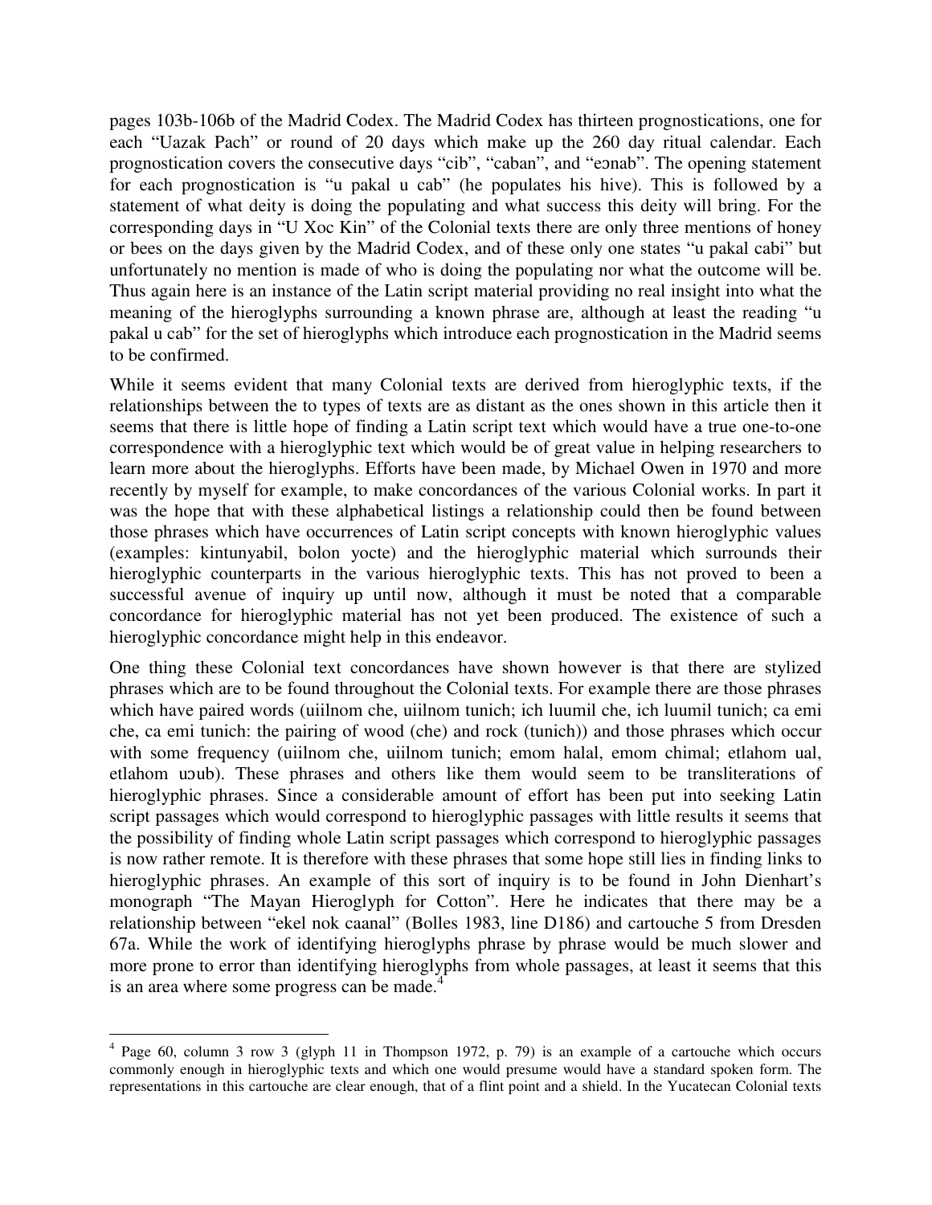pages 103b-106b of the Madrid Codex. The Madrid Codex has thirteen prognostications, one for each "Uazak Pach" or round of 20 days which make up the 260 day ritual calendar. Each prognostication covers the consecutive days "cib", "caban", and "eɔnab". The opening statement for each prognostication is "u pakal u cab" (he populates his hive). This is followed by a statement of what deity is doing the populating and what success this deity will bring. For the corresponding days in "U Xoc Kin" of the Colonial texts there are only three mentions of honey or bees on the days given by the Madrid Codex, and of these only one states "u pakal cabi" but unfortunately no mention is made of who is doing the populating nor what the outcome will be. Thus again here is an instance of the Latin script material providing no real insight into what the meaning of the hieroglyphs surrounding a known phrase are, although at least the reading "u pakal u cab" for the set of hieroglyphs which introduce each prognostication in the Madrid seems to be confirmed.

While it seems evident that many Colonial texts are derived from hieroglyphic texts, if the relationships between the to types of texts are as distant as the ones shown in this article then it seems that there is little hope of finding a Latin script text which would have a true one-to-one correspondence with a hieroglyphic text which would be of great value in helping researchers to learn more about the hieroglyphs. Efforts have been made, by Michael Owen in 1970 and more recently by myself for example, to make concordances of the various Colonial works. In part it was the hope that with these alphabetical listings a relationship could then be found between those phrases which have occurrences of Latin script concepts with known hieroglyphic values (examples: kintunyabil, bolon yocte) and the hieroglyphic material which surrounds their hieroglyphic counterparts in the various hieroglyphic texts. This has not proved to been a successful avenue of inquiry up until now, although it must be noted that a comparable concordance for hieroglyphic material has not yet been produced. The existence of such a hieroglyphic concordance might help in this endeavor.

One thing these Colonial text concordances have shown however is that there are stylized phrases which are to be found throughout the Colonial texts. For example there are those phrases which have paired words (uiilnom che, uiilnom tunich; ich luumil che, ich luumil tunich; ca emi che, ca emi tunich: the pairing of wood (che) and rock (tunich)) and those phrases which occur with some frequency (uiilnom che, uiilnom tunich; emom halal, emom chimal; etlahom ual, etlahom uɔub). These phrases and others like them would seem to be transliterations of hieroglyphic phrases. Since a considerable amount of effort has been put into seeking Latin script passages which would correspond to hieroglyphic passages with little results it seems that the possibility of finding whole Latin script passages which correspond to hieroglyphic passages is now rather remote. It is therefore with these phrases that some hope still lies in finding links to hieroglyphic phrases. An example of this sort of inquiry is to be found in John Dienhart's monograph "The Mayan Hieroglyph for Cotton". Here he indicates that there may be a relationship between "ekel nok caanal" (Bolles 1983, line D186) and cartouche 5 from Dresden 67a. While the work of identifying hieroglyphs phrase by phrase would be much slower and more prone to error than identifying hieroglyphs from whole passages, at least it seems that this is an area where some progress can be made.[4]

[4] Page 60, column 3 row 3 (glyph 11 in Thompson 1972, p. 79) is an example of a cartouche which occurs commonly enough in hieroglyphic texts and which one would presume would have a standard spoken form. The representations in this cartouche are clear enough, that of a flint point and a shield. In the Yucatecan Colonial texts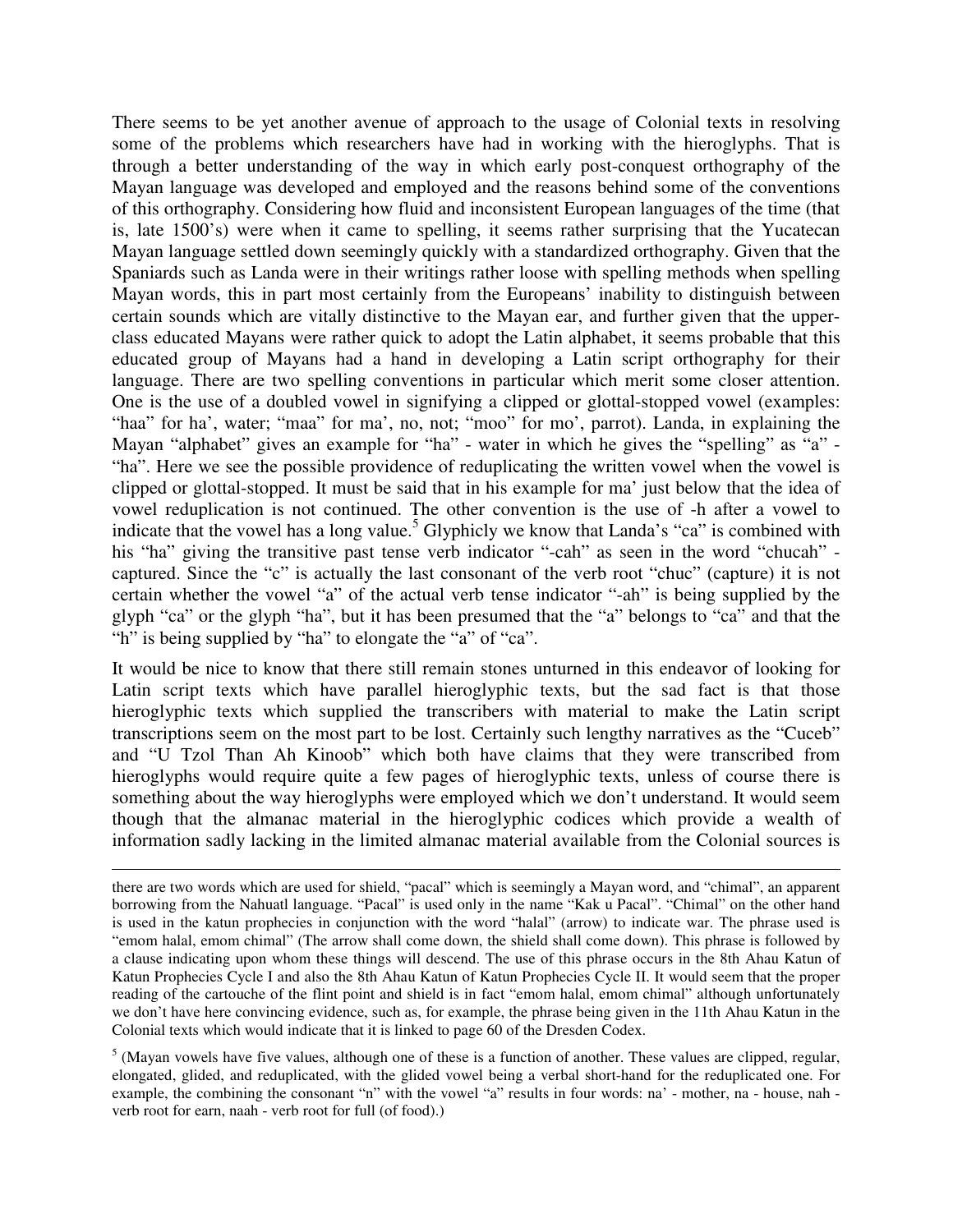There seems to be yet another avenue of approach to the usage of Colonial texts in resolving some of the problems which researchers have had in working with the hieroglyphs. That is through a better understanding of the way in which early post-conquest orthography of the Mayan language was developed and employed and the reasons behind some of the conventions of this orthography. Considering how fluid and inconsistent European languages of the time (that is, late 1500's) were when it came to spelling, it seems rather surprising that the Yucatecan Mayan language settled down seemingly quickly with a standardized orthography. Given that the Spaniards such as Landa were in their writings rather loose with spelling methods when spelling Mayan words, this in part most certainly from the Europeans' inability to distinguish between certain sounds which are vitally distinctive to the Mayan ear, and further given that the upper-class educated Mayans were rather quick to adopt the Latin alphabet, it seems probable that this educated group of Mayans had a hand in developing a Latin script orthography for their language. There are two spelling conventions in particular which merit some closer attention. One is the use of a doubled vowel in signifying a clipped or glottal-stopped vowel (examples: "haa" for ha', water; "maa" for ma', no, not; "moo" for mo', parrot). Landa, in explaining the Mayan "alphabet" gives an example for "ha" - water in which he gives the "spelling" as "a" - "ha". Here we see the possible providence of reduplicating the written vowel when the vowel is clipped or glottal-stopped. It must be said that in his example for ma' just below that the idea of vowel reduplication is not continued. The other convention is the use of -h after a vowel to indicate that the vowel has a long value.[5] Glyphicly we know that Landa's "ca" is combined with his "ha" giving the transitive past tense verb indicator "-cah" as seen in the word "chucah" - captured. Since the "c" is actually the last consonant of the verb root "chuc" (capture) it is not certain whether the vowel "a" of the actual verb tense indicator "-ah" is being supplied by the glyph "ca" or the glyph "ha", but it has been presumed that the "a" belongs to "ca" and that the "h" is being supplied by "ha" to elongate the "a" of "ca".

It would be nice to know that there still remain stones unturned in this endeavor of looking for Latin script texts which have parallel hieroglyphic texts, but the sad fact is that those hieroglyphic texts which supplied the transcribers with material to make the Latin script transcriptions seem on the most part to be lost. Certainly such lengthy narratives as the "Cuceb" and "U Tzol Than Ah Kinoob" which both have claims that they were transcribed from hieroglyphs would require quite a few pages of hieroglyphic texts, unless of course there is something about the way hieroglyphs were employed which we don't understand. It would seem though that the almanac material in the hieroglyphic codices which provide a wealth of information sadly lacking in the limited almanac material available from the Colonial sources is

---

there are two words which are used for shield, "pacal" which is seemingly a Mayan word, and "chimal", an apparent borrowing from the Nahuatl language. "Pacal" is used only in the name "Kak u Pacal". "Chimal" on the other hand is used in the katun prophecies in conjunction with the word "halal" (arrow) to indicate war. The phrase used is "emom halal, emom chimal" (The arrow shall come down, the shield shall come down). This phrase is followed by a clause indicating upon whom these things will descend. The use of this phrase occurs in the 8th Ahau Katun of Katun Prophecies Cycle I and also the 8th Ahau Katun of Katun Prophecies Cycle II. It would seem that the proper reading of the cartouche of the flint point and shield is in fact "emom halal, emom chimal" although unfortunately we don't have here convincing evidence, such as, for example, the phrase being given in the 11th Ahau Katun in the Colonial texts which would indicate that it is linked to page 60 of the Dresden Codex.

[5] (Mayan vowels have five values, although one of these is a function of another. These values are clipped, regular, elongated, glided, and reduplicated, with the glided vowel being a verbal short-hand for the reduplicated one. For example, the combining the consonant "n" with the vowel "a" results in four words: na' - mother, na - house, nah - verb root for earn, naah - verb root for full (of food).)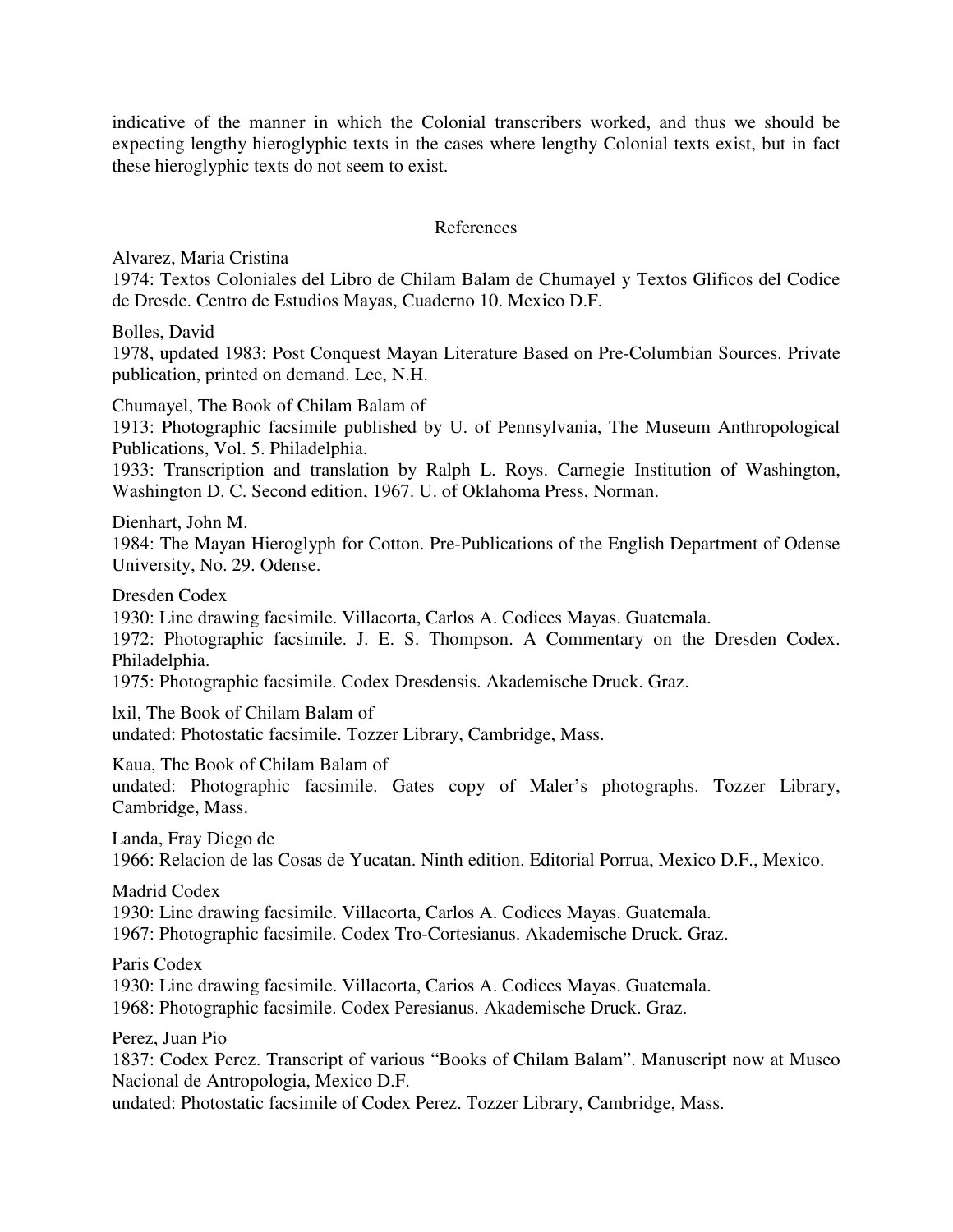indicative of the manner in which the Colonial transcribers worked, and thus we should be expecting lengthy hieroglyphic texts in the cases where lengthy Colonial texts exist, but in fact these hieroglyphic texts do not seem to exist.

## References

Alvarez, Maria Cristina
1974: Textos Coloniales del Libro de Chilam Balam de Chumayel y Textos Glificos del Codice de Dresde. Centro de Estudios Mayas, Cuaderno 10. Mexico D.F.

Bolles, David
1978, updated 1983: Post Conquest Mayan Literature Based on Pre-Columbian Sources. Private publication, printed on demand. Lee, N.H.

Chumayel, The Book of Chilam Balam of
1913: Photographic facsimile published by U. of Pennsylvania, The Museum Anthropological Publications, Vol. 5. Philadelphia.
1933: Transcription and translation by Ralph L. Roys. Carnegie Institution of Washington, Washington D. C. Second edition, 1967. U. of Oklahoma Press, Norman.

Dienhart, John M.
1984: The Mayan Hieroglyph for Cotton. Pre-Publications of the English Department of Odense University, No. 29. Odense.

Dresden Codex
1930: Line drawing facsimile. Villacorta, Carlos A. Codices Mayas. Guatemala.
1972: Photographic facsimile. J. E. S. Thompson. A Commentary on the Dresden Codex. Philadelphia.
1975: Photographic facsimile. Codex Dresdensis. Akademische Druck. Graz.

lxil, The Book of Chilam Balam of
undated: Photostatic facsimile. Tozzer Library, Cambridge, Mass.

Kaua, The Book of Chilam Balam of
undated: Photographic facsimile. Gates copy of Maler's photographs. Tozzer Library, Cambridge, Mass.

Landa, Fray Diego de
1966: Relacion de las Cosas de Yucatan. Ninth edition. Editorial Porrua, Mexico D.F., Mexico.

Madrid Codex
1930: Line drawing facsimile. Villacorta, Carlos A. Codices Mayas. Guatemala.
1967: Photographic facsimile. Codex Tro-Cortesianus. Akademische Druck. Graz.

Paris Codex
1930: Line drawing facsimile. Villacorta, Carios A. Codices Mayas. Guatemala.
1968: Photographic facsimile. Codex Peresianus. Akademische Druck. Graz.

Perez, Juan Pio
1837: Codex Perez. Transcript of various "Books of Chilam Balam". Manuscript now at Museo Nacional de Antropologia, Mexico D.F.
undated: Photostatic facsimile of Codex Perez. Tozzer Library, Cambridge, Mass.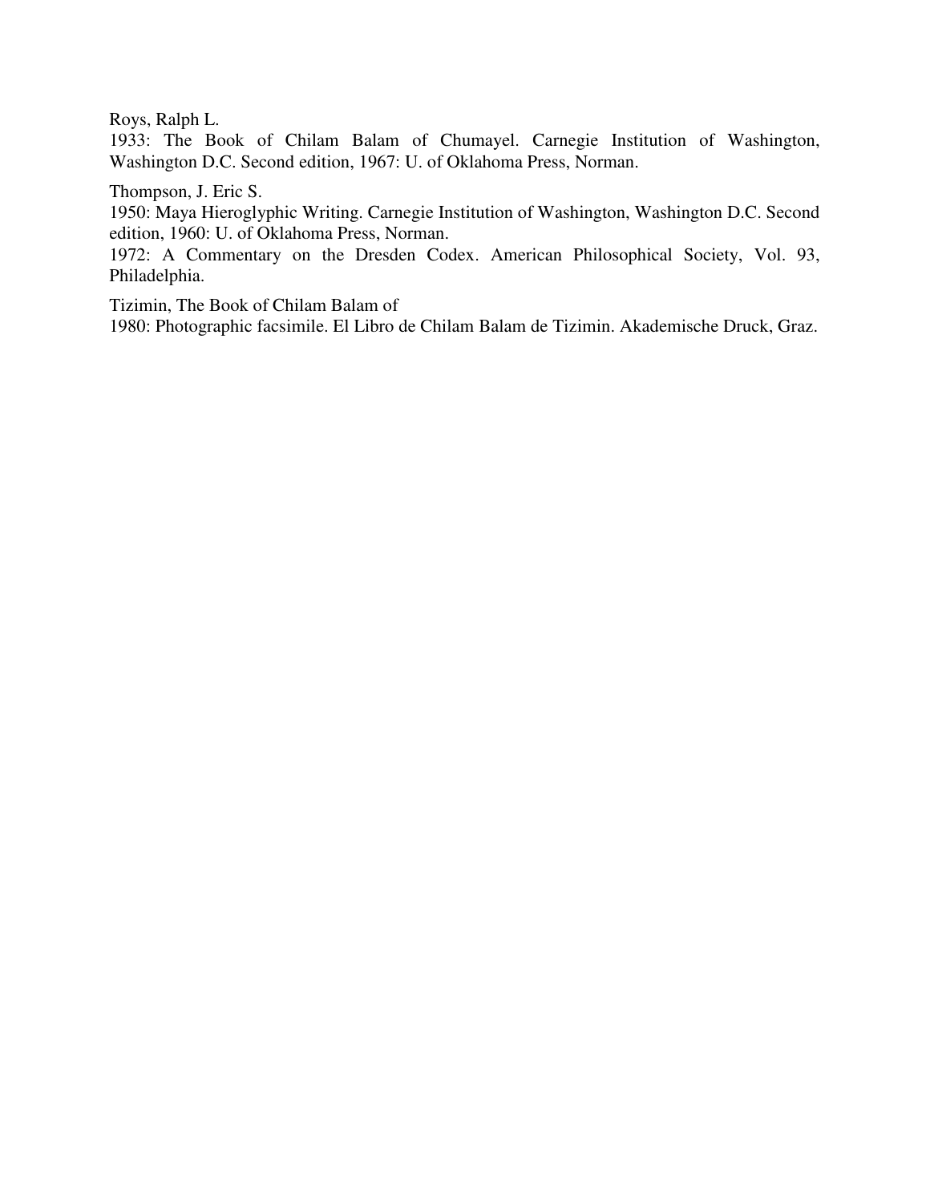Roys, Ralph L.
1933: The Book of Chilam Balam of Chumayel. Carnegie Institution of Washington, Washington D.C. Second edition, 1967: U. of Oklahoma Press, Norman.

Thompson, J. Eric S.
1950: Maya Hieroglyphic Writing. Carnegie Institution of Washington, Washington D.C. Second edition, 1960: U. of Oklahoma Press, Norman.
1972: A Commentary on the Dresden Codex. American Philosophical Society, Vol. 93, Philadelphia.

Tizimin, The Book of Chilam Balam of
1980: Photographic facsimile. El Libro de Chilam Balam de Tizimin. Akademische Druck, Graz.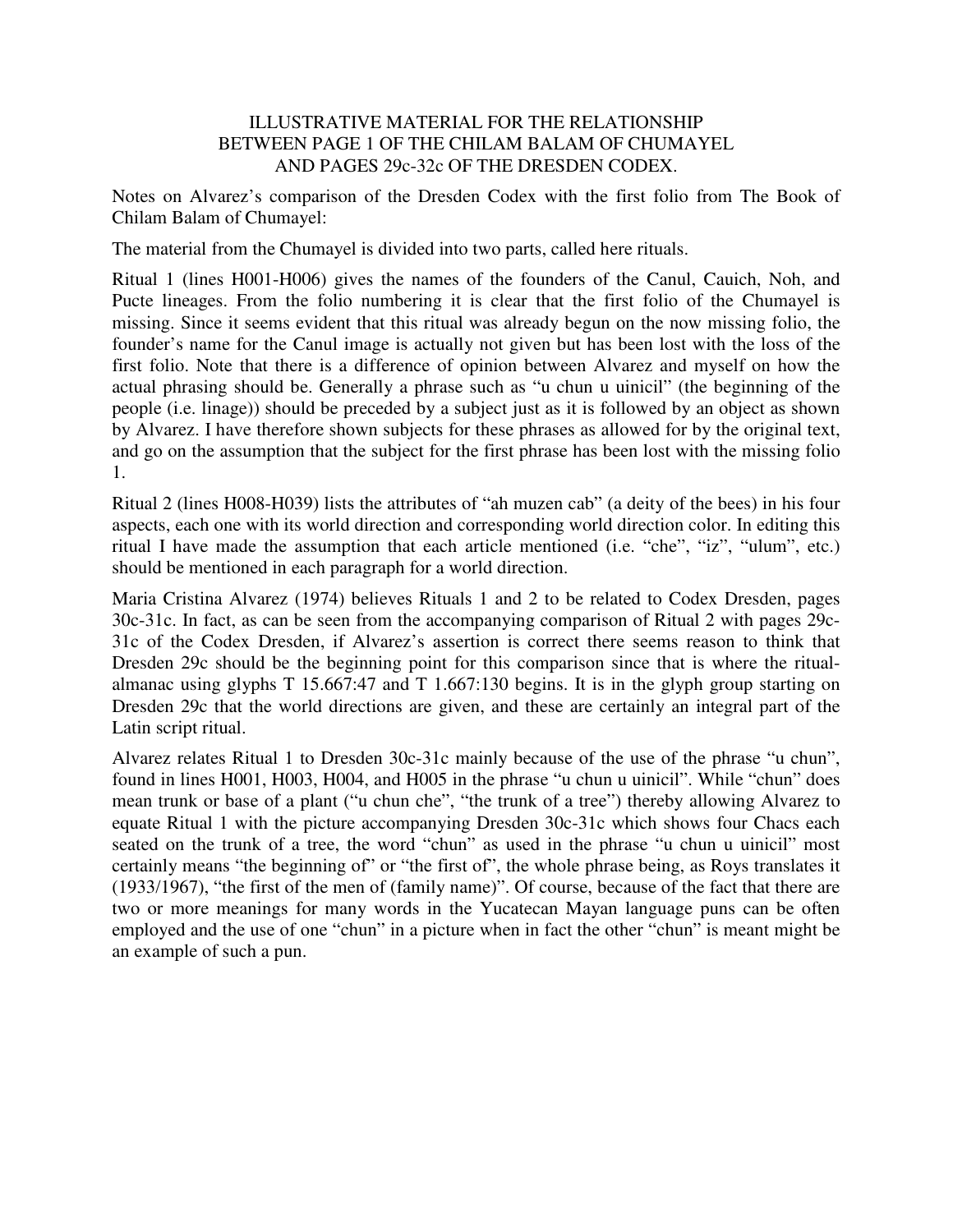# ILLUSTRATIVE MATERIAL FOR THE RELATIONSHIP BETWEEN PAGE 1 OF THE CHILAM BALAM OF CHUMAYEL AND PAGES 29c-32c OF THE DRESDEN CODEX.

Notes on Alvarez's comparison of the Dresden Codex with the first folio from The Book of Chilam Balam of Chumayel:

The material from the Chumayel is divided into two parts, called here rituals.

Ritual 1 (lines H001-H006) gives the names of the founders of the Canul, Cauich, Noh, and Pucte lineages. From the folio numbering it is clear that the first folio of the Chumayel is missing. Since it seems evident that this ritual was already begun on the now missing folio, the founder's name for the Canul image is actually not given but has been lost with the loss of the first folio. Note that there is a difference of opinion between Alvarez and myself on how the actual phrasing should be. Generally a phrase such as "u chun u uinicil" (the beginning of the people (i.e. linage)) should be preceded by a subject just as it is followed by an object as shown by Alvarez. I have therefore shown subjects for these phrases as allowed for by the original text, and go on the assumption that the subject for the first phrase has been lost with the missing folio 1.

Ritual 2 (lines H008-H039) lists the attributes of "ah muzen cab" (a deity of the bees) in his four aspects, each one with its world direction and corresponding world direction color. In editing this ritual I have made the assumption that each article mentioned (i.e. "che", "iz", "ulum", etc.) should be mentioned in each paragraph for a world direction.

Maria Cristina Alvarez (1974) believes Rituals 1 and 2 to be related to Codex Dresden, pages 30c-31c. In fact, as can be seen from the accompanying comparison of Ritual 2 with pages 29c-31c of the Codex Dresden, if Alvarez's assertion is correct there seems reason to think that Dresden 29c should be the beginning point for this comparison since that is where the ritual-almanac using glyphs T 15.667:47 and T 1.667:130 begins. It is in the glyph group starting on Dresden 29c that the world directions are given, and these are certainly an integral part of the Latin script ritual.

Alvarez relates Ritual 1 to Dresden 30c-31c mainly because of the use of the phrase "u chun", found in lines H001, H003, H004, and H005 in the phrase "u chun u uinicil". While "chun" does mean trunk or base of a plant ("u chun che", "the trunk of a tree") thereby allowing Alvarez to equate Ritual 1 with the picture accompanying Dresden 30c-31c which shows four Chacs each seated on the trunk of a tree, the word "chun" as used in the phrase "u chun u uinicil" most certainly means "the beginning of" or "the first of", the whole phrase being, as Roys translates it (1933/1967), "the first of the men of (family name)". Of course, because of the fact that there are two or more meanings for many words in the Yucatecan Mayan language puns can be often employed and the use of one "chun" in a picture when in fact the other "chun" is meant might be an example of such a pun.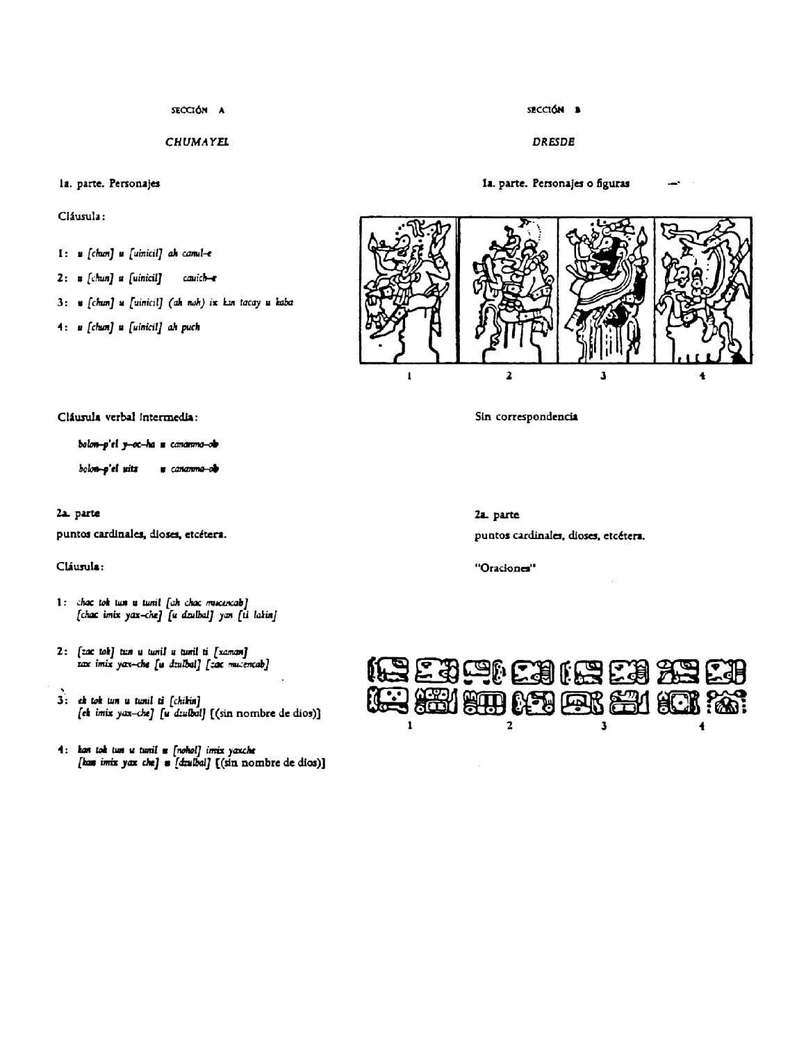SECCIÓN A

*CHUMAYEL*

1a. parte. Personajes

Cláusula:

1: *u [chun] u [uinicil] ah canul-e*

2: *u [chun] u [uinicil] cauich-e*

3: *u [chun] u [uinicil] (ah noh) ix kan tacay u kaba*

4: *u [chun] u [uinicil] ah puch*

Cláusula verbal intermedia:

*bolon-p'el y-oc-ha u canamma-ob*

*bolon-p'el uitz u canamma-ob*

2a. parte

puntos cardinales, dioses, etcétera.

Cláusula:

1: *chac tok tun u tunil [ah chac mucencab]*
*[chac imix yax-che] [u dzulbal] yan [ti lakin]*

2: *[zac tok] tun u tunil u tunil ti [xaman]*
*zac imix yax-che [u dzulbal] [zac mucencab]*

3: *ek tok tun u tunil ti [chikin]*
*[ek imix yax-che] [u dzulbal]* [(sin nombre de dios)]

4: *kan tok tun u tunil u [nohol] imix yaxche*
*[kan imix yax che] u [dzulbal]* [(sin nombre de dios)]

SECCIÓN B

*DRESDE*

1a. parte. Personajes o figuras

1 2 3 4

Sin correspondencia

2a. parte

puntos cardinales, dioses, etcétera.

"Oraciones"

1 2 3 4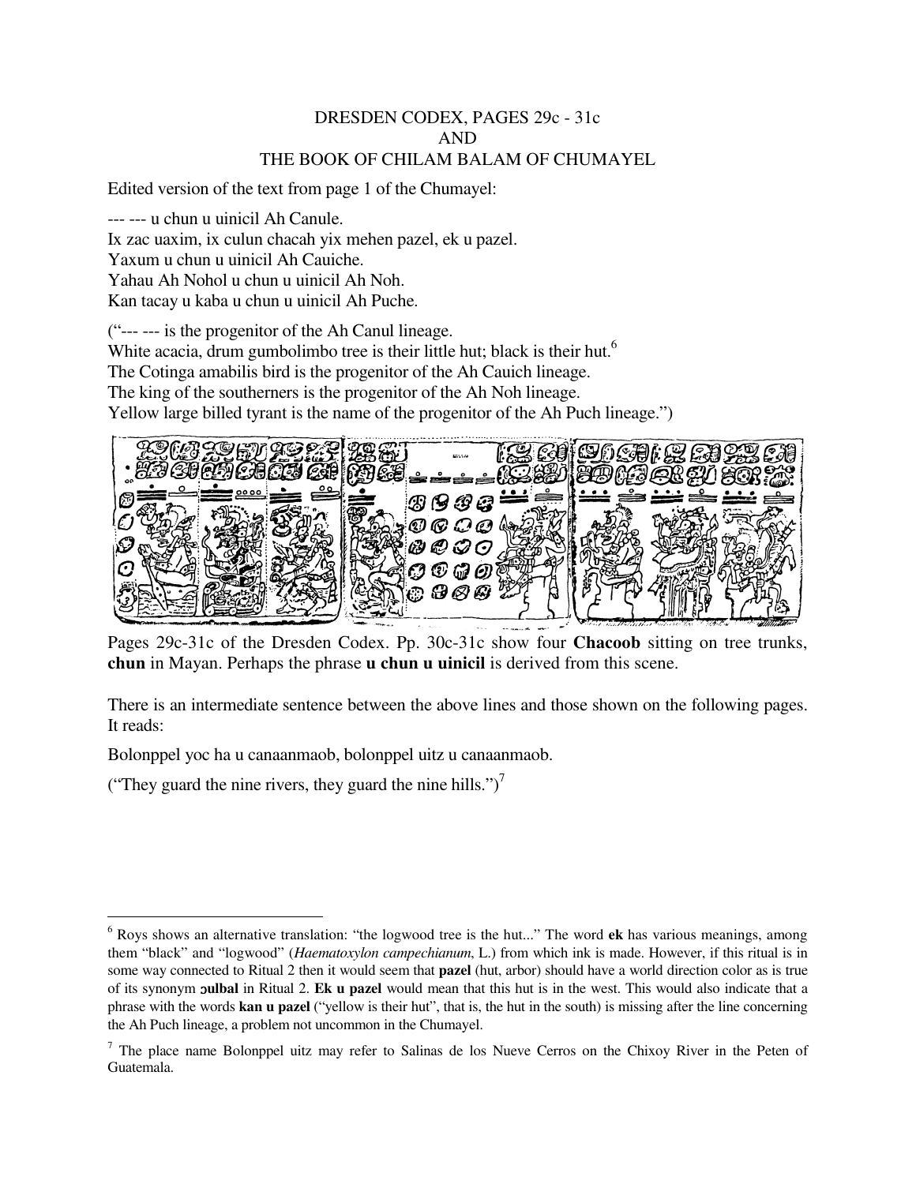DRESDEN CODEX, PAGES 29c - 31c
AND
THE BOOK OF CHILAM BALAM OF CHUMAYEL

Edited version of the text from page 1 of the Chumayel:

--- --- u chun u uinicil Ah Canule.
Ix zac uaxim, ix culun chacah yix mehen pazel, ek u pazel.
Yaxum u chun u uinicil Ah Cauiche.
Yahau Ah Nohol u chun u uinicil Ah Noh.
Kan tacay u kaba u chun u uinicil Ah Puche.

("--- --- is the progenitor of the Ah Canul lineage.
White acacia, drum gumbolimbo tree is their little hut; black is their hut.[6]
The Cotinga amabilis bird is the progenitor of the Ah Cauich lineage.
The king of the southerners is the progenitor of the Ah Noh lineage.
Yellow large billed tyrant is the name of the progenitor of the Ah Puch lineage.")

Pages 29c-31c of the Dresden Codex. Pp. 30c-31c show four **Chacoob** sitting on tree trunks, **chun** in Mayan. Perhaps the phrase **u chun u uinicil** is derived from this scene.

There is an intermediate sentence between the above lines and those shown on the following pages. It reads:

Bolonppel yoc ha u canaanmaob, bolonppel uitz u canaanmaob.

("They guard the nine rivers, they guard the nine hills.")[7]

---

[6] Roys shows an alternative translation: "the logwood tree is the hut..." The word **ek** has various meanings, among them "black" and "logwood" (*Haematoxylon campechianum*, L.) from which ink is made. However, if this ritual is in some way connected to Ritual 2 then it would seem that **pazel** (hut, arbor) should have a world direction color as is true of its synonym **ɔulbal** in Ritual 2. **Ek u pazel** would mean that this hut is in the west. This would also indicate that a phrase with the words **kan u pazel** ("yellow is their hut", that is, the hut in the south) is missing after the line concerning the Ah Puch lineage, a problem not uncommon in the Chumayel.

[7] The place name Bolonppel uitz may refer to Salinas de los Nueve Cerros on the Chixoy River in the Peten of Guatemala.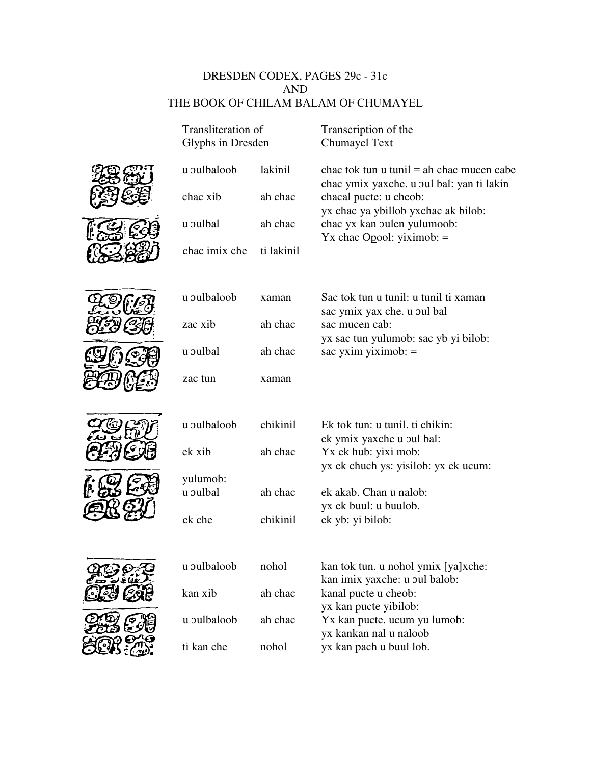# DRESDEN CODEX, PAGES 29c - 31c
# AND
# THE BOOK OF CHILAM BALAM OF CHUMAYEL

| Transliteration of Glyphs in Dresden | | Transcription of the Chumayel Text |
|---|---|---|
| u ɔulbaloob | lakinil | chac tok tun u tunil = ah chac mucen cabe chac ymix yaxche. u ɔul bal: yan ti lakin |
| chac xib | ah chac | chacal pucte: u cheob: yx chac ya ybillob yxchac ak bilob: |
| u ɔulbal | ah chac | chac yx kan ɔulen yulumoob: Yx chac Op̲ool: yiximob: = |
| chac imix che | ti lakinil | |
| u ɔulbaloob | xaman | Sac tok tun u tunil: u tunil ti xaman sac ymix yax che. u ɔul bal |
| zac xib | ah chac | sac mucen cab: yx sac tun yulumob: sac yb yi bilob: |
| u ɔulbal | ah chac | sac yxim yiximob: = |
| zac tun | xaman | |
| u ɔulbaloob | chikinil | Ek tok tun: u tunil. ti chikin: ek ymix yaxche u ɔul bal: |
| ek xib | ah chac | Yx ek hub: yixi mob: yx ek chuch ys: yisilob: yx ek ucum: |
| yulumob: u ɔulbal | ah chac | ek akab. Chan u nalob: yx ek buul: u buulob. |
| ek che | chikinil | ek yb: yi bilob: |
| u ɔulbaloob | nohol | kan tok tun. u nohol ymix [ya]xche: kan imix yaxche: u ɔul balob: |
| kan xib | ah chac | kanal pucte u cheob: yx kan pucte yibilob: |
| u ɔulbaloob | ah chac | Yx kan pucte. ucum yu lumob: yx kankan nal u naloob |
| ti kan che | nohol | yx kan pach u buul lob. |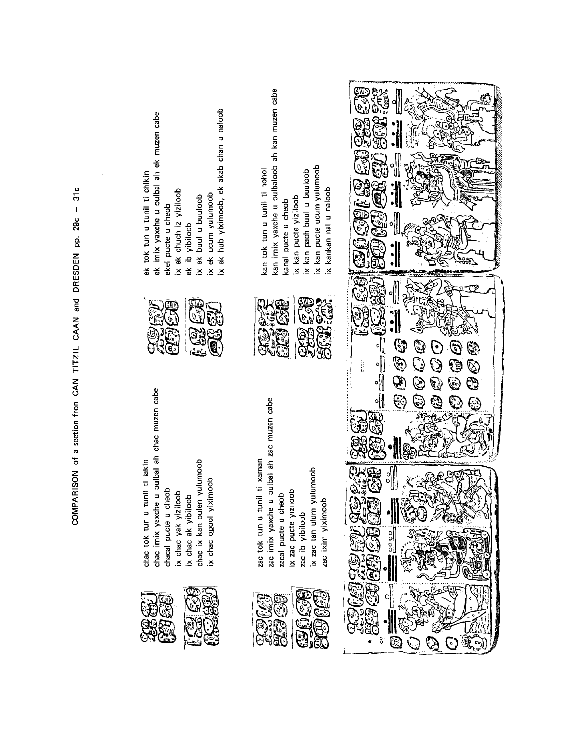# COMPARISON of a section fron CAN TITZIL CAAN and DRESDEN pp. 29c — 31c

chac tok tun u tunil ti lakin
chac imix yexche u ɔulbal ah chac muzen cabe
chacal pucte u cheob
ix chac yak yiziloob
ix chac ak yibiloob
chac ix kan ɔulen yulumoob
ix chac ogool yiximoob

ek tok tun u tunil ti chikin
ek imix yaxche u ɔulbal ah ek muzen cabe
ekel pucte u cheob
ix ek chuch iz yiziloob
ek ib yibiloob
ix ek buul u buuloob
ix ek ucum yulumoob
ix ek hub yiximoob, ek akab chan u naloob

zac tok tun u tunil ti xaman
zac imix yaxche u ɔulbal ah zac muzen cabe
zacal pucte u cheob
ix zac pucte yiziloob
zac ib yibiloob
ix zac tan ulum yulumoob
zac ixim yiximoob

kan tok tun u tunil ti nohol
kan imix yaxche u ɔulbaloob ah kan muzen cabe
kanal pucte u cheob
ix kan pucte yiziloob
ix kan pach buul u buuloob
ix kan pucte ucum yulumoob
ix kankan nal u naloob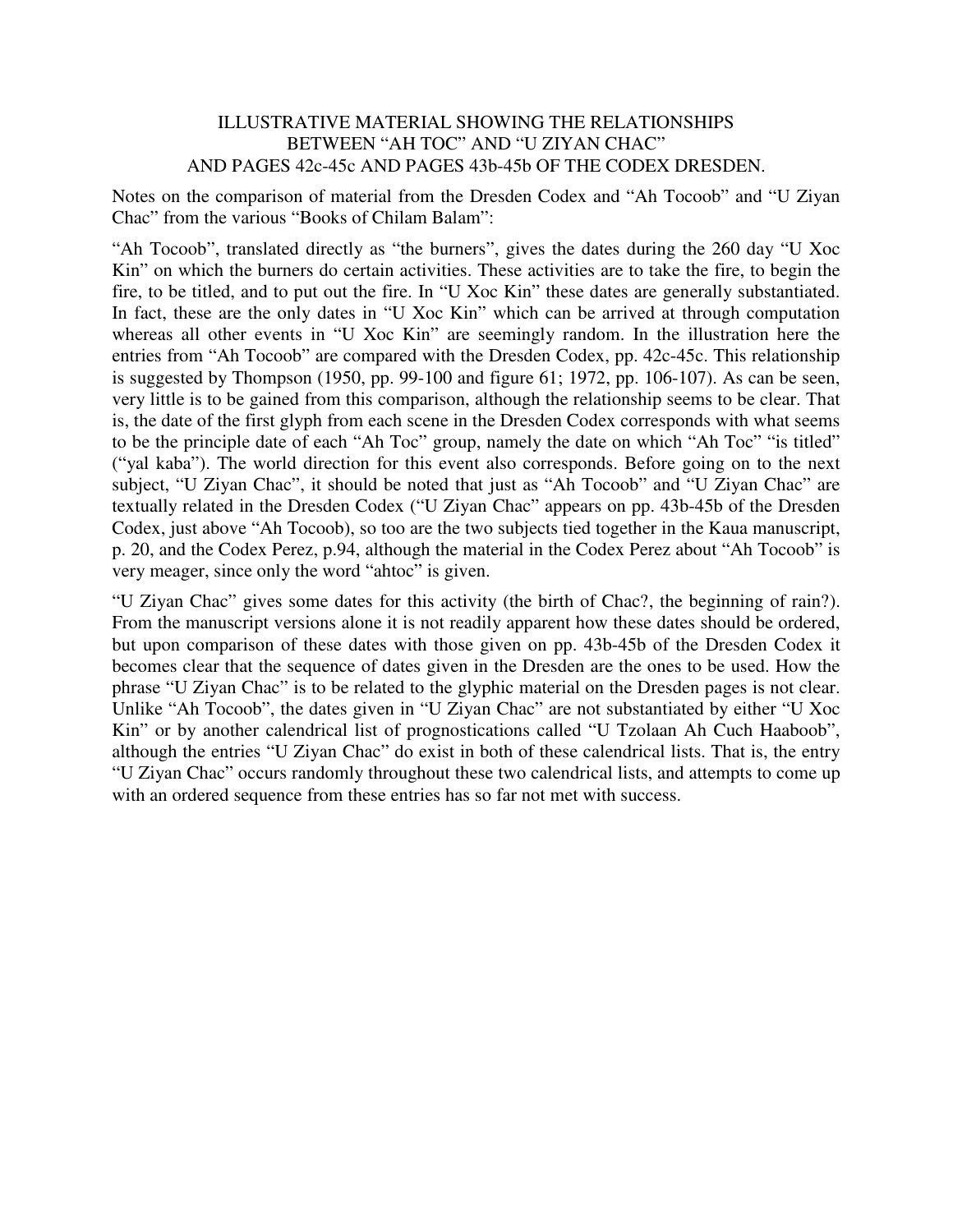# ILLUSTRATIVE MATERIAL SHOWING THE RELATIONSHIPS BETWEEN "AH TOC" AND "U ZIYAN CHAC" AND PAGES 42c-45c AND PAGES 43b-45b OF THE CODEX DRESDEN.

Notes on the comparison of material from the Dresden Codex and "Ah Tocoob" and "U Ziyan Chac" from the various "Books of Chilam Balam":

"Ah Tocoob", translated directly as "the burners", gives the dates during the 260 day "U Xoc Kin" on which the burners do certain activities. These activities are to take the fire, to begin the fire, to be titled, and to put out the fire. In "U Xoc Kin" these dates are generally substantiated. In fact, these are the only dates in "U Xoc Kin" which can be arrived at through computation whereas all other events in "U Xoc Kin" are seemingly random. In the illustration here the entries from "Ah Tocoob" are compared with the Dresden Codex, pp. 42c-45c. This relationship is suggested by Thompson (1950, pp. 99-100 and figure 61; 1972, pp. 106-107). As can be seen, very little is to be gained from this comparison, although the relationship seems to be clear. That is, the date of the first glyph from each scene in the Dresden Codex corresponds with what seems to be the principle date of each "Ah Toc" group, namely the date on which "Ah Toc" "is titled" ("yal kaba"). The world direction for this event also corresponds. Before going on to the next subject, "U Ziyan Chac", it should be noted that just as "Ah Tocoob" and "U Ziyan Chac" are textually related in the Dresden Codex ("U Ziyan Chac" appears on pp. 43b-45b of the Dresden Codex, just above "Ah Tocoob), so too are the two subjects tied together in the Kaua manuscript, p. 20, and the Codex Perez, p.94, although the material in the Codex Perez about "Ah Tocoob" is very meager, since only the word "ahtoc" is given.

"U Ziyan Chac" gives some dates for this activity (the birth of Chac?, the beginning of rain?). From the manuscript versions alone it is not readily apparent how these dates should be ordered, but upon comparison of these dates with those given on pp. 43b-45b of the Dresden Codex it becomes clear that the sequence of dates given in the Dresden are the ones to be used. How the phrase "U Ziyan Chac" is to be related to the glyphic material on the Dresden pages is not clear. Unlike "Ah Tocoob", the dates given in "U Ziyan Chac" are not substantiated by either "U Xoc Kin" or by another calendrical list of prognostications called "U Tzolaan Ah Cuch Haaboob", although the entries "U Ziyan Chac" do exist in both of these calendrical lists. That is, the entry "U Ziyan Chac" occurs randomly throughout these two calendrical lists, and attempts to come up with an ordered sequence from these entries has so far not met with success.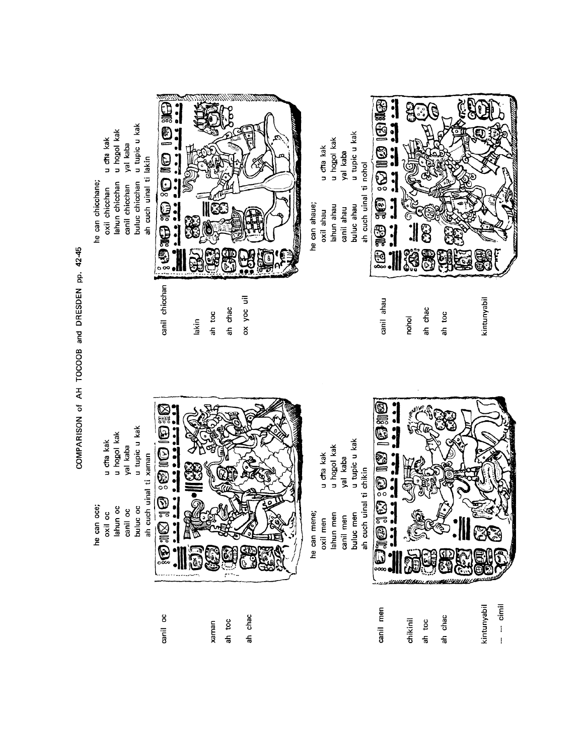# COMPARISON of AH TOCOOB and DRESDEN pp. 42-45

canil oc

xaman

ah toc

ah chac

he can oce;
oxil oc — u cħa kak
lahun oc — u hopol kak
canil oc — yal kaba
buluc oc — u tupic u kak
ah cuch uinal ti xaman

canil men

chikinil

ah toc

ah chac

kintunyabil

-- -- cimil

he can mene;
oxil men — u cħa kak
lahun men — u hopol kak
canil men — yal kaba
buluc men — u tupic u kak
ah cuch uinal ti chikin

canil chicchan

lakin

ah toc

ah chac

ox yoc uil

he can chicchane;
oxil chicchan — u cħa kak
lahun chicchan — u hopol kak
canil chicchan — yal kaba
buluc chicchan — u tupic u kak
ah cuch uinal ti lakin

canil ahau

nohol

ah chac

ah toc

kintunyabil

he can ahaue;
oxil ahau — u cħa kak
lahun ahau — u hopol kak
canil ahau — yal kaba
buluc ahau — u tupic u kak
ah cuch uinal ti nohol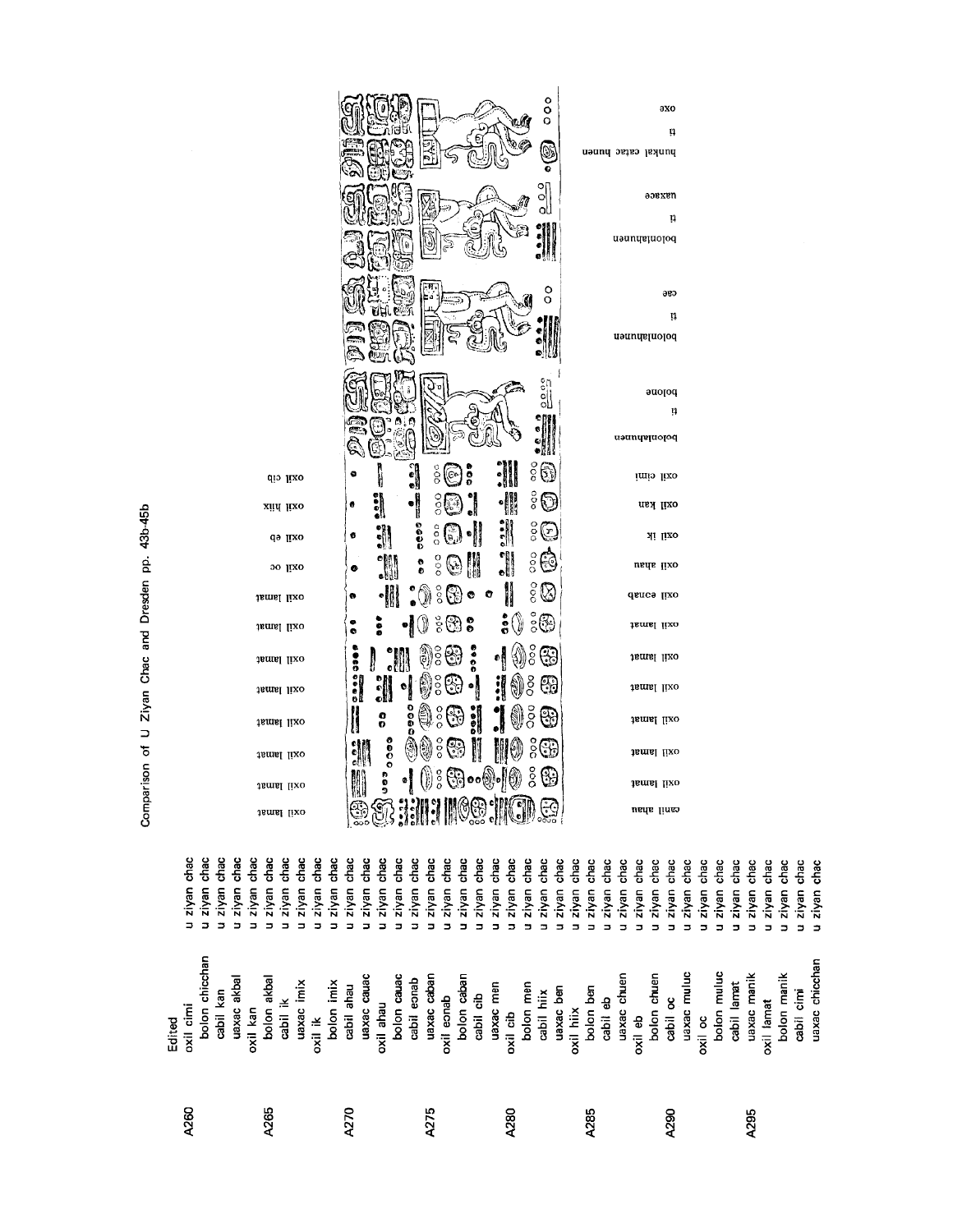# Comparison of U Ziyan Chac and Dresden pp. 43b-45b

| | Edited | |
|---|---|---|
| A260 | oxil cimi | u ziyan chac |
| | bolon chicchan | u ziyan chac |
| | cabil kan | u ziyan chac |
| | uaxac akbal | u ziyan chac |
| | oxil kan | u ziyan chac |
| A265 | bolon akbal | u ziyan chac |
| | cabil ik | u ziyan chac |
| | uaxac imix | u ziyan chac |
| | oxil ik | u ziyan chac |
| | bolon imix | u ziyan chac |
| A270 | cabil ahau | u ziyan chac |
| | uaxac cauac | u ziyan chac |
| | oxil ahau | u ziyan chac |
| | bolon cauac | u ziyan chac |
| | cabil eonab | u ziyan chac |
| A275 | uaxac caban | u ziyan chac |
| | oxil eonab | u ziyan chac |
| | bolon caban | u ziyan chac |
| | cabil cib | u ziyan chac |
| | uaxac men | u ziyan chac |
| A280 | oxil cib | u ziyan chac |
| | bolon men | u ziyan chac |
| | cabil hiix | u ziyan chac |
| | uaxac ben | u ziyan chac |
| | oxil hiix | u ziyan chac |
| A285 | bolon ben | u ziyan chac |
| | cabil eb | u ziyan chac |
| | uaxac chuen | u ziyan chac |
| | oxil eb | u ziyan chac |
| | bolon chuen | u ziyan chac |
| A290 | cabil oc | u ziyan chac |
| | uaxac muluc | u ziyan chac |
| | oxil oc | u ziyan chac |
| | bolon muluc | u ziyan chac |
| | cabil lamat | u ziyan chac |
| A295 | uaxac manik | u ziyan chac |
| | oxil lamat | u ziyan chac |
| | bolon manik | u ziyan chac |
| | cabil cimi | u ziyan chac |
| | uaxac chicchan | u ziyan chac |

oxil lamat — oxil lamat — oxil lamat — oxil lamat — oxil lamat — oxil lamat — oxil lamat — oxil oc — oxil eb — oxil hiix — oxil cib

canil ahau — oxil lamat — oxil lamat — oxil lamat — oxil lamat — oxil lamat — oxil eonab — oxil ahau — oxil ik — oxil kan — oxil cimi

bolonlahuen ti bolone

bolonlahuen ti cae

bolonlahuen ti uaxace

hunkal catac huuen ti oxe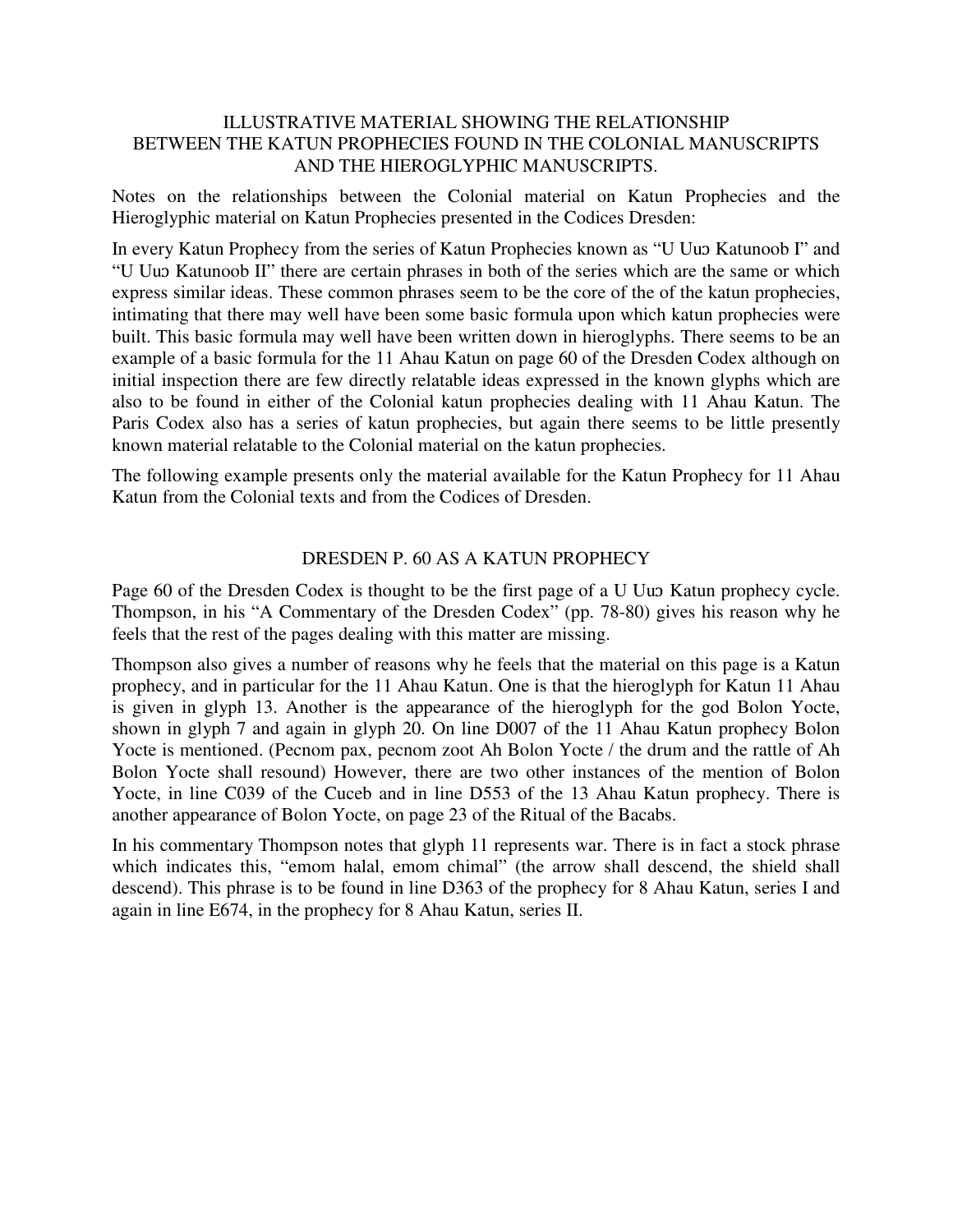# ILLUSTRATIVE MATERIAL SHOWING THE RELATIONSHIP BETWEEN THE KATUN PROPHECIES FOUND IN THE COLONIAL MANUSCRIPTS AND THE HIEROGLYPHIC MANUSCRIPTS.

Notes on the relationships between the Colonial material on Katun Prophecies and the Hieroglyphic material on Katun Prophecies presented in the Codices Dresden:

In every Katun Prophecy from the series of Katun Prophecies known as "U Uuɔ Katunoob I" and "U Uuɔ Katunoob II" there are certain phrases in both of the series which are the same or which express similar ideas. These common phrases seem to be the core of the of the katun prophecies, intimating that there may well have been some basic formula upon which katun prophecies were built. This basic formula may well have been written down in hieroglyphs. There seems to be an example of a basic formula for the 11 Ahau Katun on page 60 of the Dresden Codex although on initial inspection there are few directly relatable ideas expressed in the known glyphs which are also to be found in either of the Colonial katun prophecies dealing with 11 Ahau Katun. The Paris Codex also has a series of katun prophecies, but again there seems to be little presently known material relatable to the Colonial material on the katun prophecies.

The following example presents only the material available for the Katun Prophecy for 11 Ahau Katun from the Colonial texts and from the Codices of Dresden.

## DRESDEN P. 60 AS A KATUN PROPHECY

Page 60 of the Dresden Codex is thought to be the first page of a U Uuɔ Katun prophecy cycle. Thompson, in his "A Commentary of the Dresden Codex" (pp. 78-80) gives his reason why he feels that the rest of the pages dealing with this matter are missing.

Thompson also gives a number of reasons why he feels that the material on this page is a Katun prophecy, and in particular for the 11 Ahau Katun. One is that the hieroglyph for Katun 11 Ahau is given in glyph 13. Another is the appearance of the hieroglyph for the god Bolon Yocte, shown in glyph 7 and again in glyph 20. On line D007 of the 11 Ahau Katun prophecy Bolon Yocte is mentioned. (Pecnom pax, pecnom zoot Ah Bolon Yocte / the drum and the rattle of Ah Bolon Yocte shall resound) However, there are two other instances of the mention of Bolon Yocte, in line C039 of the Cuceb and in line D553 of the 13 Ahau Katun prophecy. There is another appearance of Bolon Yocte, on page 23 of the Ritual of the Bacabs.

In his commentary Thompson notes that glyph 11 represents war. There is in fact a stock phrase which indicates this, "emom halal, emom chimal" (the arrow shall descend, the shield shall descend). This phrase is to be found in line D363 of the prophecy for 8 Ahau Katun, series I and again in line E674, in the prophecy for 8 Ahau Katun, series II.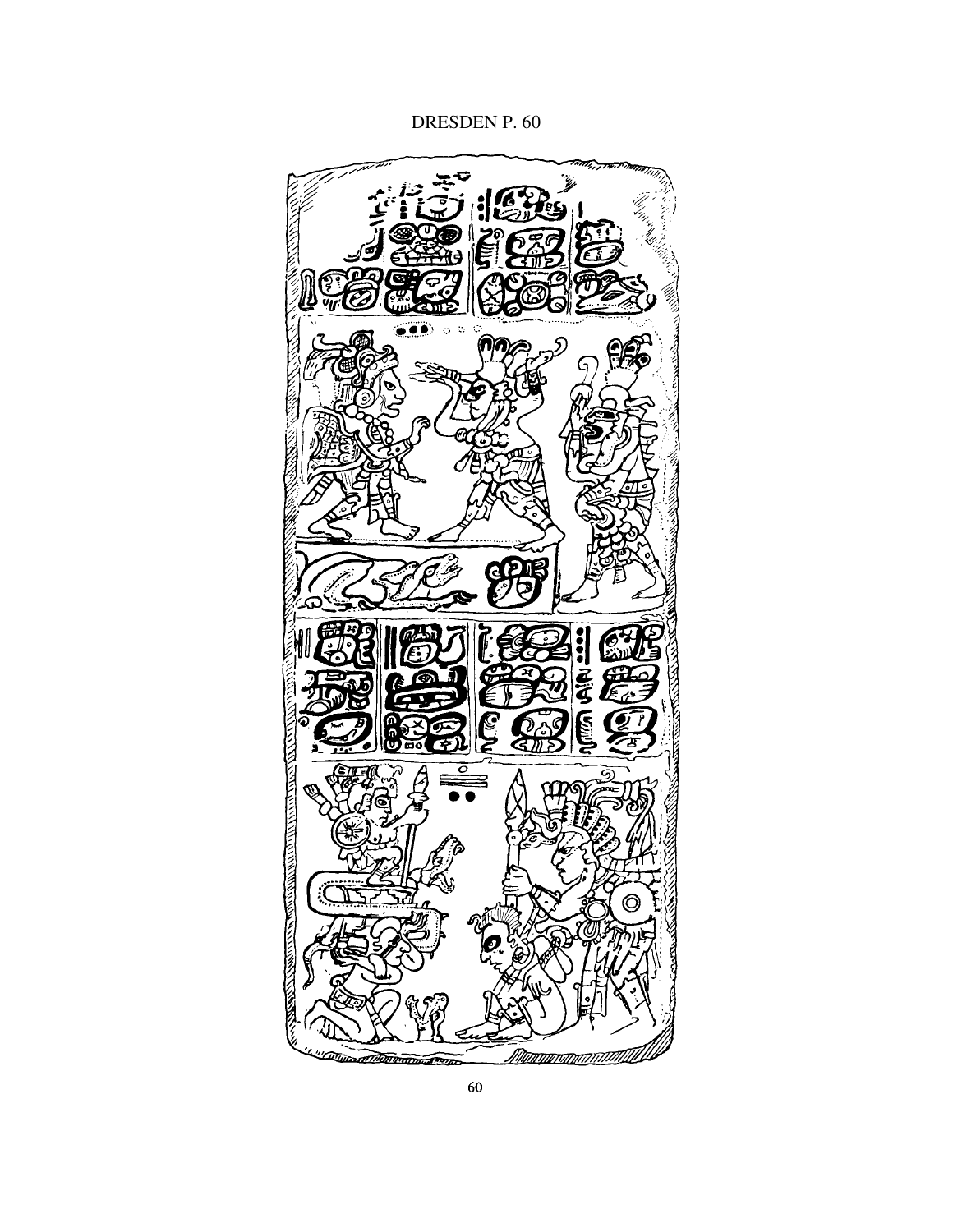DRESDEN P. 60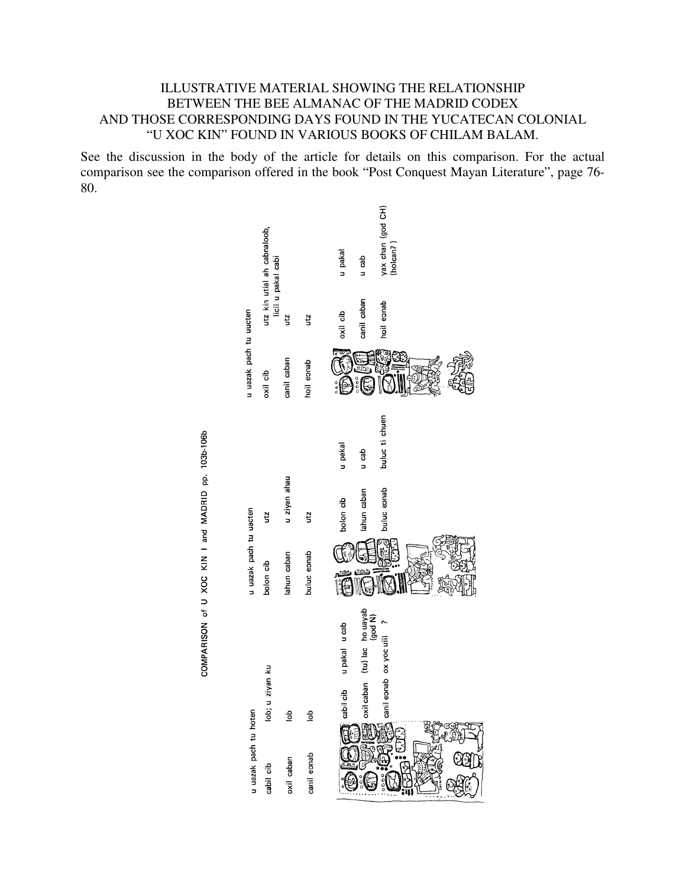ILLUSTRATIVE MATERIAL SHOWING THE RELATIONSHIP BETWEEN THE BEE ALMANAC OF THE MADRID CODEX AND THOSE CORRESPONDING DAYS FOUND IN THE YUCATECAN COLONIAL "U XOC KIN" FOUND IN VARIOUS BOOKS OF CHILAM BALAM.

See the discussion in the body of the article for details on this comparison. For the actual comparison see the comparison offered in the book "Post Conquest Mayan Literature", page 76-80.

COMPARISON of U XOC KIN I and MADRID pp. 103b-106b

u uazak pach tu hoten

cabil cib — lob; u ziyan ku

oxil caban — lob

canil eonab — lob

cabil cib — u pakal u cab

oxil caban — (tu) lac ho uayab (god N)

canil eonab — ox yoc uiil ?

u uazak pach tu uacten

bolon cib — utz

lahun caban — u ziyan ahau

buluc eonab — utz

bolon cib — u pakal

lahun caban — u cab

buluc eonab — buluc ti chuen

u uazak pach tu uucten

oxil cib — utz kin utial ah cabnaloob, licil u pakal cabi

canil caban — utz

hoil eonab — utz

oxil cib — u pakal

canil caban — u cab

hoil eonab — yax chan (god CH) (holcan? )